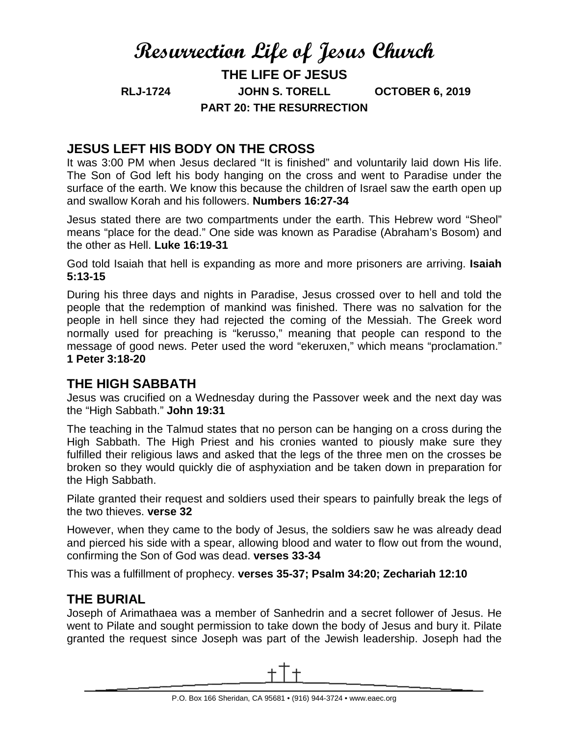# Resurrection Life of Jesus Church

**THE LIFE OF JESUS**

**RLJ-1724 JOHN S. TORELL OCTOBER 6, 2019**

**PART 20: THE RESURRECTION**

## JESUS LEFT HIS BODY ON THE CROSS

It was 3:00 PM when Jesus declared "It is finished" and voluntarily laid down His life. The Son of God left his body hanging on the cross and went to Paradise under the surface of the earth. We know this because the children of Israel saw the earth open up and swallow Korah and his followers. **Numbers 16:27-34**

Jesus stated there are two compartments under the earth. This Hebrew word "Sheol" means "place for the dead." One side was known as Paradise (Abraham's Bosom) and the other as Hell. **Luke 16:19-31**

God told Isaiah that hell is expanding as more and more prisoners are arriving. **Isaiah 5:13-15**

During his three days and nights in Paradise, Jesus crossed over to hell and told the people that the redemption of mankind was finished. There was no salvation for the people in hell since they had rejected the coming of the Messiah. The Greek word normally used for preaching is "kerusso," meaning that people can respond to the message of good news. Peter used the word "ekeruxen," which means "proclamation." **1 Peter 3:18-20**

## THE HIGH SABBATH

Jesus was crucified on a Wednesday during the Passover week and the next day was the "High Sabbath." **John 19:31**

The teaching in the Talmud states that no person can be hanging on a cross during the High Sabbath. The High Priest and his cronies wanted to piously make sure they fulfilled their religious laws and asked that the legs of the three men on the crosses be broken so they would quickly die of asphyxiation and be taken down in preparation for the High Sabbath.

Pilate granted their request and soldiers used their spears to painfully break the legs of the two thieves. **verse 32**

However, when they came to the body of Jesus, the soldiers saw he was already dead and pierced his side with a spear, allowing blood and water to flow out from the wound, confirming the Son of God was dead. **verses 33-34**

This was a fulfillment of prophecy. **verses 35-37; Psalm 34:20; Zechariah 12:10**

## THE BURIAL

Joseph of Arimathaea was a member of Sanhedrin and a secret follower of Jesus. He went to Pilate and sought permission to take down the body of Jesus and bury it. Pilate granted the request since Joseph was part of the Jewish leadership. Joseph had the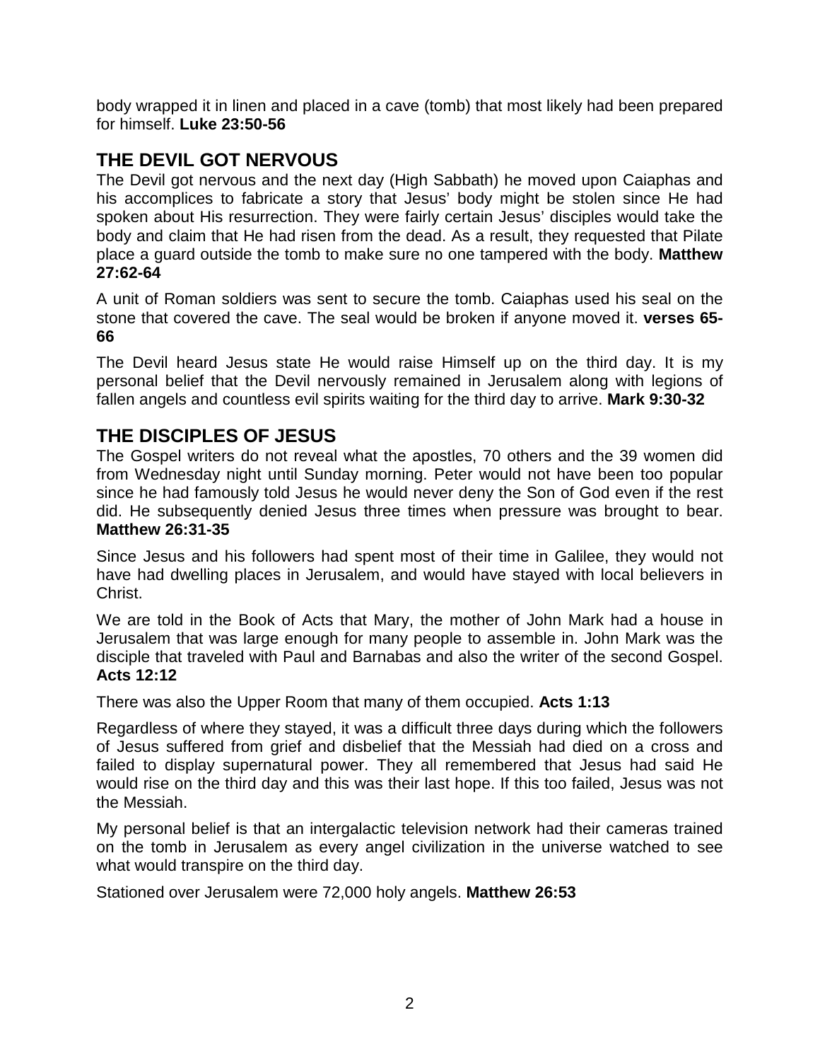body wrapped it in linen and placed in a cave (tomb) that most likely had been prepared for himself. **Luke 23:50-56**

## THE DEVIL GOT NERVOUS

The Devil got nervous and the next day (High Sabbath) he moved upon Caiaphas and his accomplices to fabricate a story that Jesus' body might be stolen since He had spoken about His resurrection. They were fairly certain Jesus' disciples would take the body and claim that He had risen from the dead. As a result, they requested that Pilate place a guard outside the tomb to make sure no one tampered with the body. **Matthew 27:62-64**

A unit of Roman soldiers was sent to secure the tomb. Caiaphas used his seal on the stone that covered the cave. The seal would be broken if anyone moved it. **verses 65-66**

The Devil heard Jesus state He would raise Himself up on the third day. It is my personal belief that the Devil nervously remained in Jerusalem along with legions of fallen angels and countless evil spirits waiting for the third day to arrive. **Mark 9:30-32**

## THE DISCIPLES OF JESUS

The Gospel writers do not reveal what the apostles, 70 others and the 39 women did from Wednesday night until Sunday morning. Peter would not have been too popular since he had famously told Jesus he would never deny the Son of God even if the rest did. He subsequently denied Jesus three times when pressure was brought to bear. **Matthew 26:31-35**

Since Jesus and his followers had spent most of their time in Galilee, they would not have had dwelling places in Jerusalem, and would have stayed with local believers in Christ.

We are told in the Book of Acts that Mary, the mother of John Mark had a house in Jerusalem that was large enough for many people to assemble in. John Mark was the disciple that traveled with Paul and Barnabas and also the writer of the second Gospel. **Acts 12:12**

There was also the Upper Room that many of them occupied. **Acts 1:13**

Regardless of where they stayed, it was a difficult three days during which the followers of Jesus suffered from grief and disbelief that the Messiah had died on a cross and failed to display supernatural power. They all remembered that Jesus had said He would rise on the third day and this was their last hope. If this too failed, Jesus was not the Messiah.

My personal belief is that an intergalactic television network had their cameras trained on the tomb in Jerusalem as every angel civilization in the universe watched to see what would transpire on the third day.

Stationed over Jerusalem were 72,000 holy angels. **Matthew 26:53**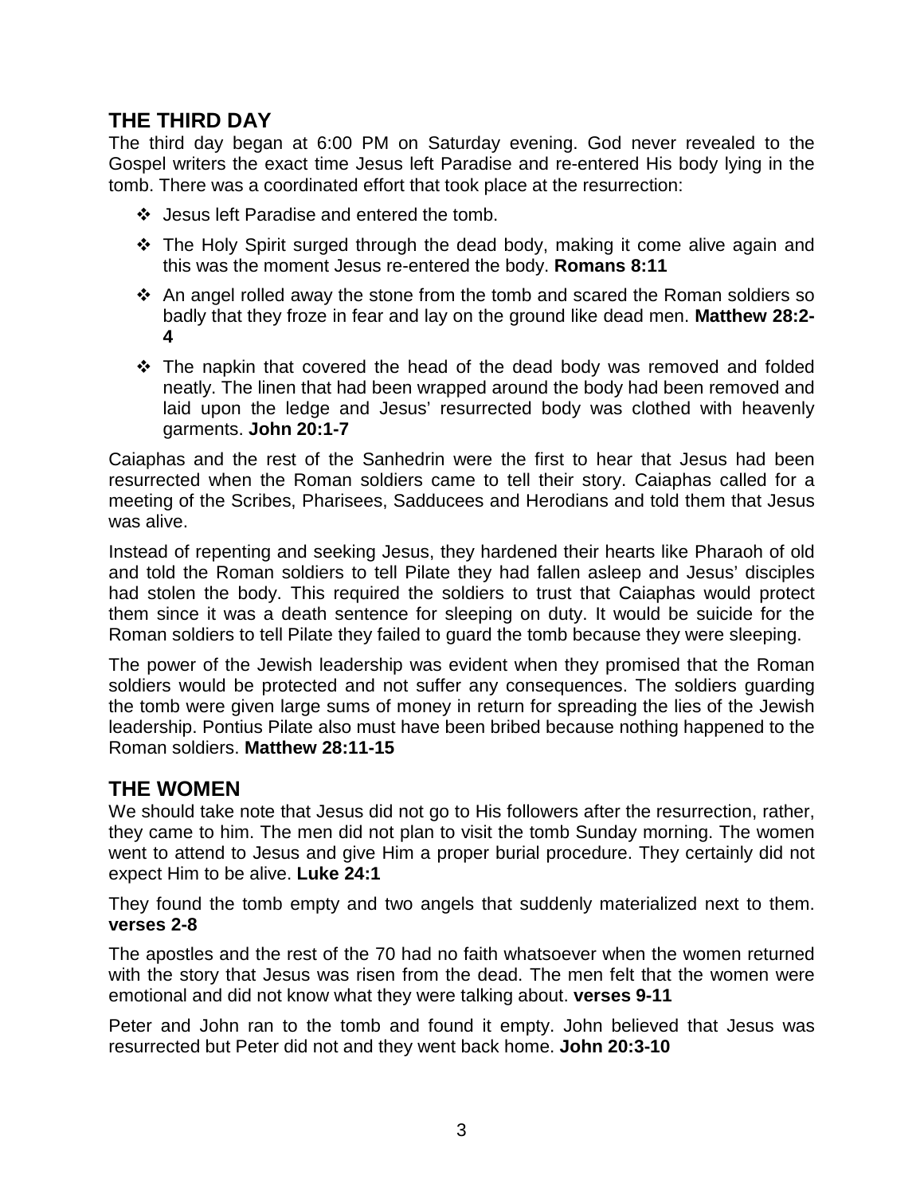## THE THIRD DAY

The third day began at 6:00 PM on Saturday evening. God never revealed to the Gospel writers the exact time Jesus left Paradise and re-entered His body lying in the tomb. There was a coordinated effort that took place at the resurrection:

- Jesus left Paradise and entered the tomb.
- The Holy Spirit surged through the dead body, making it come alive again and this was the moment Jesus re-entered the body. **Romans 8:11**
- An angel rolled away the stone from the tomb and scared the Roman soldiers so badly that they froze in fear and lay on the ground like dead men. **Matthew 28:2-4**
- The napkin that covered the head of the dead body was removed and folded neatly. The linen that had been wrapped around the body had been removed and laid upon the ledge and Jesus' resurrected body was clothed with heavenly garments. **John 20:1-7**

Caiaphas and the rest of the Sanhedrin were the first to hear that Jesus had been resurrected when the Roman soldiers came to tell their story. Caiaphas called for a meeting of the Scribes, Pharisees, Sadducees and Herodians and told them that Jesus was alive.

Instead of repenting and seeking Jesus, they hardened their hearts like Pharaoh of old and told the Roman soldiers to tell Pilate they had fallen asleep and Jesus' disciples had stolen the body. This required the soldiers to trust that Caiaphas would protect them since it was a death sentence for sleeping on duty. It would be suicide for the Roman soldiers to tell Pilate they failed to guard the tomb because they were sleeping.

The power of the Jewish leadership was evident when they promised that the Roman soldiers would be protected and not suffer any consequences. The soldiers guarding the tomb were given large sums of money in return for spreading the lies of the Jewish leadership. Pontius Pilate also must have been bribed because nothing happened to the Roman soldiers. **Matthew 28:11-15**

## THE WOMEN

We should take note that Jesus did not go to His followers after the resurrection, rather, they came to him. The men did not plan to visit the tomb Sunday morning. The women went to attend to Jesus and give Him a proper burial procedure. They certainly did not expect Him to be alive. **Luke 24:1**

They found the tomb empty and two angels that suddenly materialized next to them. **verses 2-8**

The apostles and the rest of the 70 had no faith whatsoever when the women returned with the story that Jesus was risen from the dead. The men felt that the women were emotional and did not know what they were talking about. **verses 9-11**

Peter and John ran to the tomb and found it empty. John believed that Jesus was resurrected but Peter did not and they went back home. **John 20:3-10**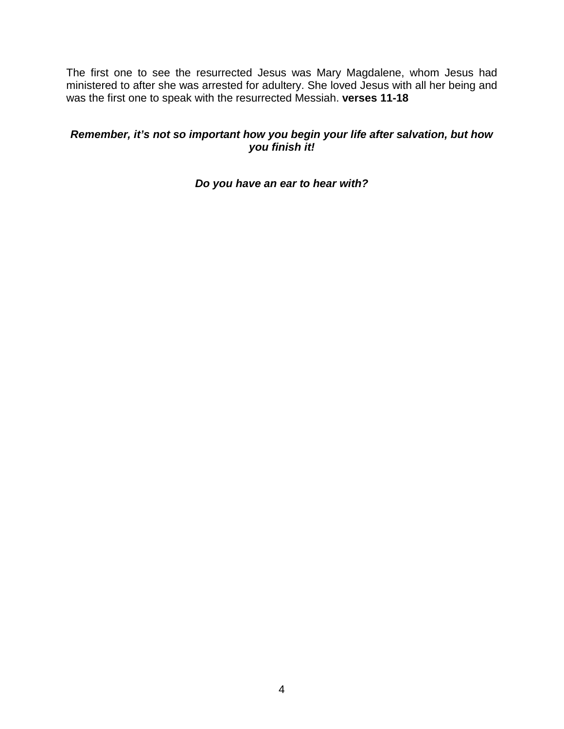The first one to see the resurrected Jesus was Mary Magdalene, whom Jesus had ministered to after she was arrested for adultery. She loved Jesus with all her being and was the first one to speak with the resurrected Messiah. **verses 11-18**

***Remember, it's not so important how you begin your life after salvation, but how you finish it!***

***Do you have an ear to hear with?***